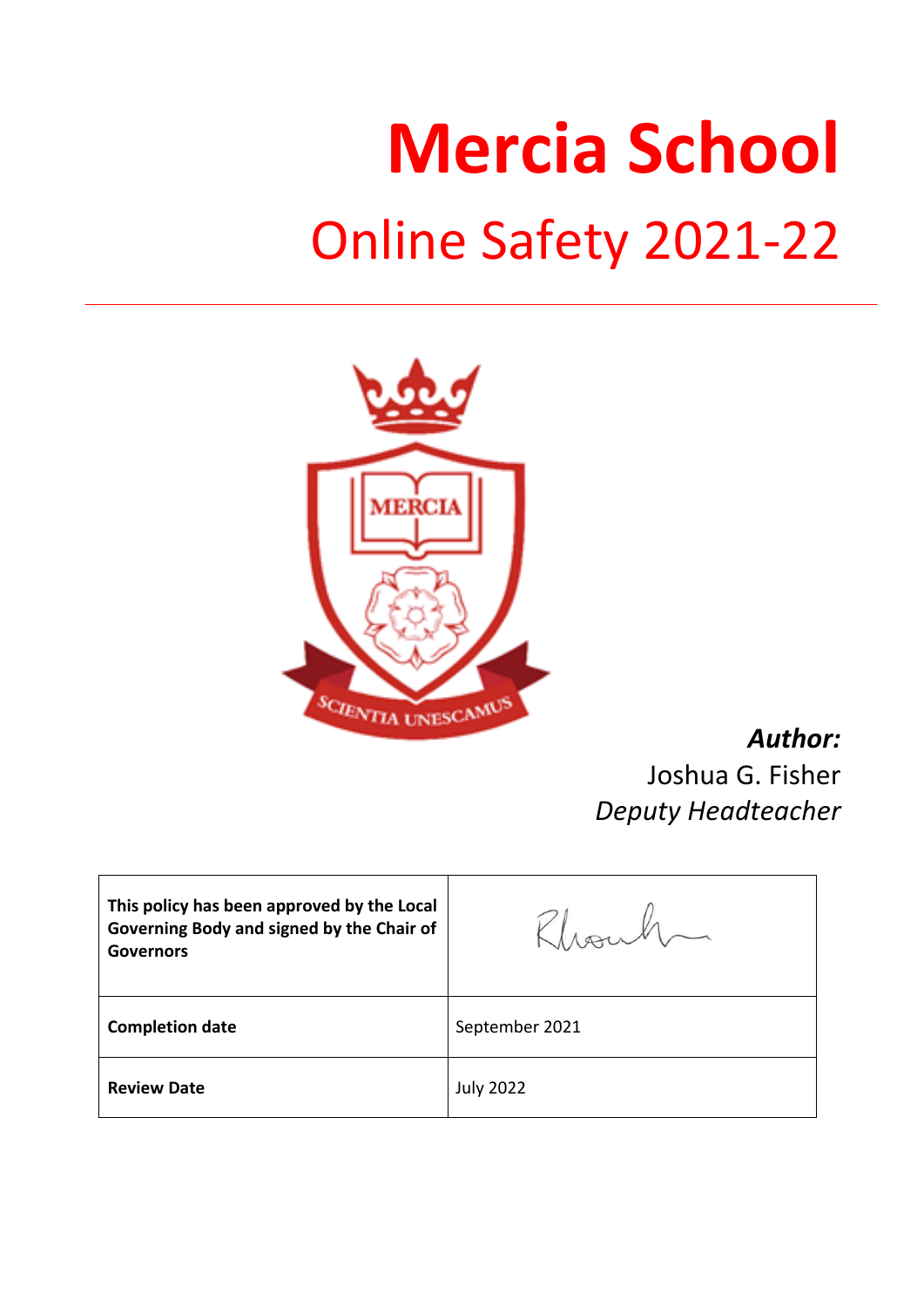# Mercia School

## Online Safety 2021-22

***Author:***
Joshua G. Fisher
*Deputy Headteacher*

| | |
|---|---|
| **This policy has been approved by the Local Governing Body and signed by the Chair of Governors** | |
| **Completion date** | September 2021 |
| **Review Date** | July 2022 |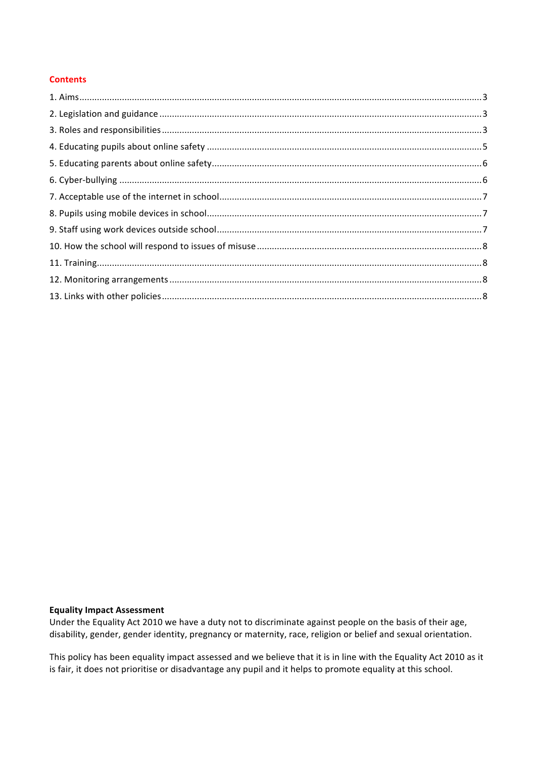## Contents

1. Aims ........................................................................................................ 3
2. Legislation and guidance ........................................................................ 3
3. Roles and responsibilities ....................................................................... 3
4. Educating pupils about online safety ..................................................... 5
5. Educating parents about online safety .................................................... 6
6. Cyber-bullying ........................................................................................ 6
7. Acceptable use of the internet in school ................................................. 7
8. Pupils using mobile devices in school ..................................................... 7
9. Staff using work devices outside school .................................................. 7
10. How the school will respond to issues of misuse ................................... 8
11. Training ................................................................................................ 8
12. Monitoring arrangements ..................................................................... 8
13. Links with other policies ....................................................................... 8

**Equality Impact Assessment**
Under the Equality Act 2010 we have a duty not to discriminate against people on the basis of their age, disability, gender, gender identity, pregnancy or maternity, race, religion or belief and sexual orientation.

This policy has been equality impact assessed and we believe that it is in line with the Equality Act 2010 as it is fair, it does not prioritise or disadvantage any pupil and it helps to promote equality at this school.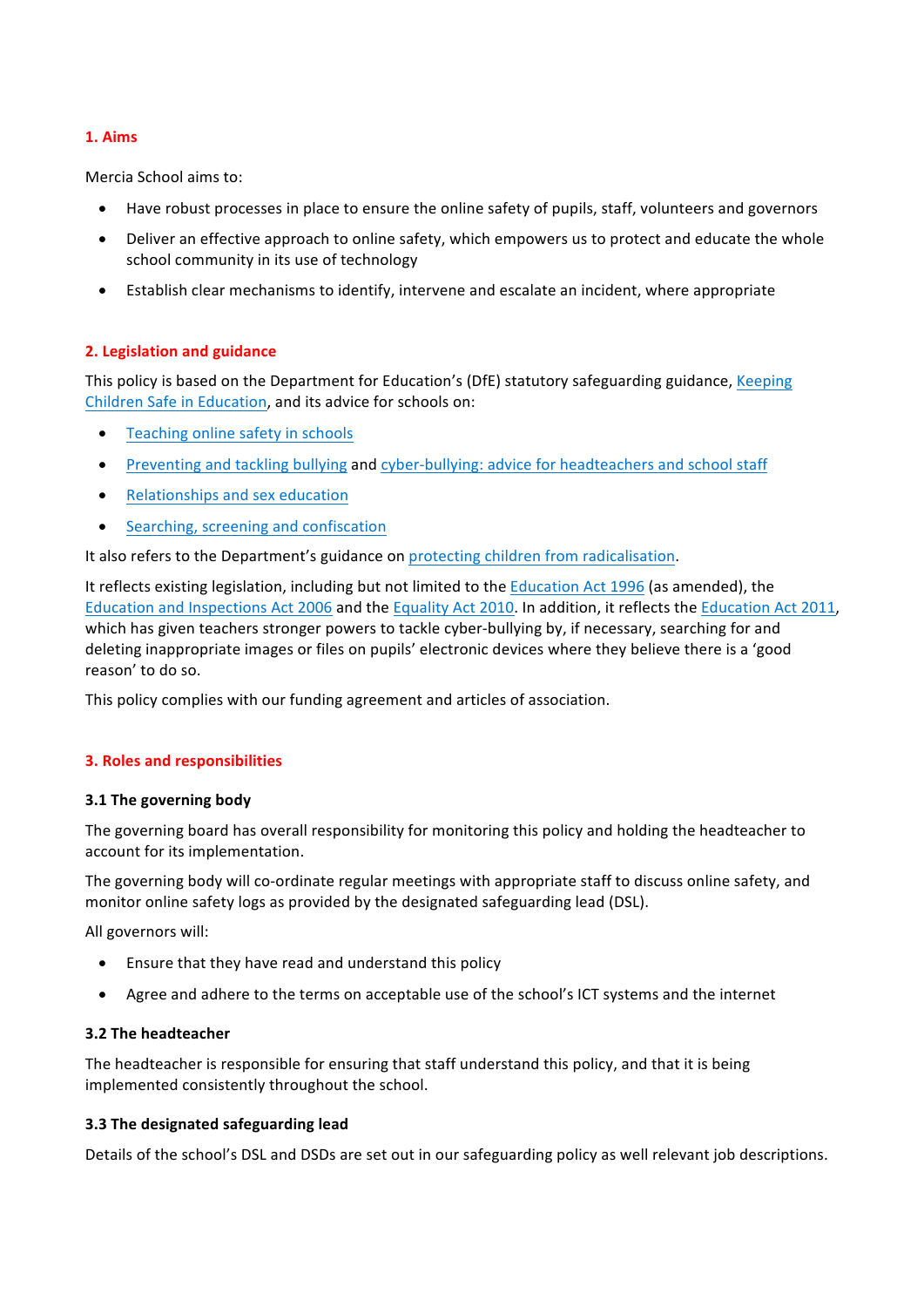## 1. Aims

Mercia School aims to:

- Have robust processes in place to ensure the online safety of pupils, staff, volunteers and governors
- Deliver an effective approach to online safety, which empowers us to protect and educate the whole school community in its use of technology
- Establish clear mechanisms to identify, intervene and escalate an incident, where appropriate

## 2. Legislation and guidance

This policy is based on the Department for Education's (DfE) statutory safeguarding guidance, Keeping Children Safe in Education, and its advice for schools on:

- Teaching online safety in schools
- Preventing and tackling bullying and cyber-bullying: advice for headteachers and school staff
- Relationships and sex education
- Searching, screening and confiscation

It also refers to the Department's guidance on protecting children from radicalisation.

It reflects existing legislation, including but not limited to the Education Act 1996 (as amended), the Education and Inspections Act 2006 and the Equality Act 2010. In addition, it reflects the Education Act 2011, which has given teachers stronger powers to tackle cyber-bullying by, if necessary, searching for and deleting inappropriate images or files on pupils' electronic devices where they believe there is a 'good reason' to do so.

This policy complies with our funding agreement and articles of association.

## 3. Roles and responsibilities

### 3.1 The governing body

The governing board has overall responsibility for monitoring this policy and holding the headteacher to account for its implementation.

The governing body will co-ordinate regular meetings with appropriate staff to discuss online safety, and monitor online safety logs as provided by the designated safeguarding lead (DSL).

All governors will:

- Ensure that they have read and understand this policy
- Agree and adhere to the terms on acceptable use of the school's ICT systems and the internet

### 3.2 The headteacher

The headteacher is responsible for ensuring that staff understand this policy, and that it is being implemented consistently throughout the school.

### 3.3 The designated safeguarding lead

Details of the school's DSL and DSDs are set out in our safeguarding policy as well relevant job descriptions.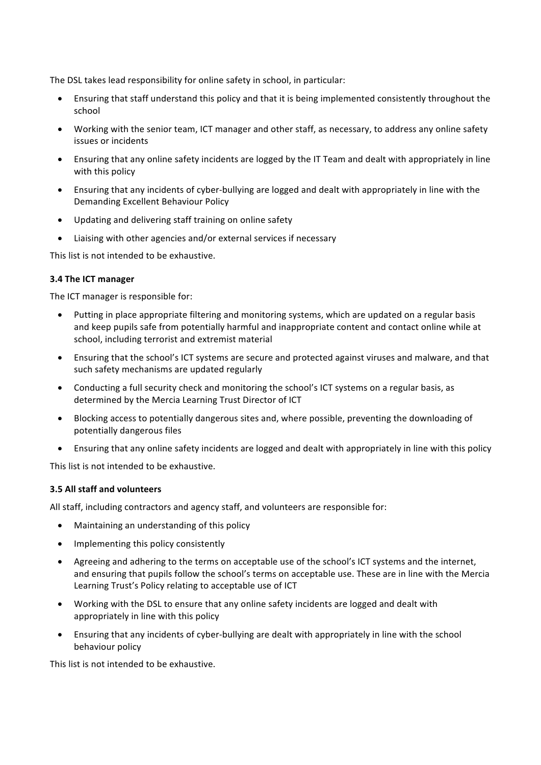The DSL takes lead responsibility for online safety in school, in particular:

- Ensuring that staff understand this policy and that it is being implemented consistently throughout the school
- Working with the senior team, ICT manager and other staff, as necessary, to address any online safety issues or incidents
- Ensuring that any online safety incidents are logged by the IT Team and dealt with appropriately in line with this policy
- Ensuring that any incidents of cyber-bullying are logged and dealt with appropriately in line with the Demanding Excellent Behaviour Policy
- Updating and delivering staff training on online safety
- Liaising with other agencies and/or external services if necessary

This list is not intended to be exhaustive.

#### 3.4 The ICT manager

The ICT manager is responsible for:

- Putting in place appropriate filtering and monitoring systems, which are updated on a regular basis and keep pupils safe from potentially harmful and inappropriate content and contact online while at school, including terrorist and extremist material
- Ensuring that the school's ICT systems are secure and protected against viruses and malware, and that such safety mechanisms are updated regularly
- Conducting a full security check and monitoring the school's ICT systems on a regular basis, as determined by the Mercia Learning Trust Director of ICT
- Blocking access to potentially dangerous sites and, where possible, preventing the downloading of potentially dangerous files
- Ensuring that any online safety incidents are logged and dealt with appropriately in line with this policy

This list is not intended to be exhaustive.

#### 3.5 All staff and volunteers

All staff, including contractors and agency staff, and volunteers are responsible for:

- Maintaining an understanding of this policy
- Implementing this policy consistently
- Agreeing and adhering to the terms on acceptable use of the school's ICT systems and the internet, and ensuring that pupils follow the school's terms on acceptable use. These are in line with the Mercia Learning Trust's Policy relating to acceptable use of ICT
- Working with the DSL to ensure that any online safety incidents are logged and dealt with appropriately in line with this policy
- Ensuring that any incidents of cyber-bullying are dealt with appropriately in line with the school behaviour policy

This list is not intended to be exhaustive.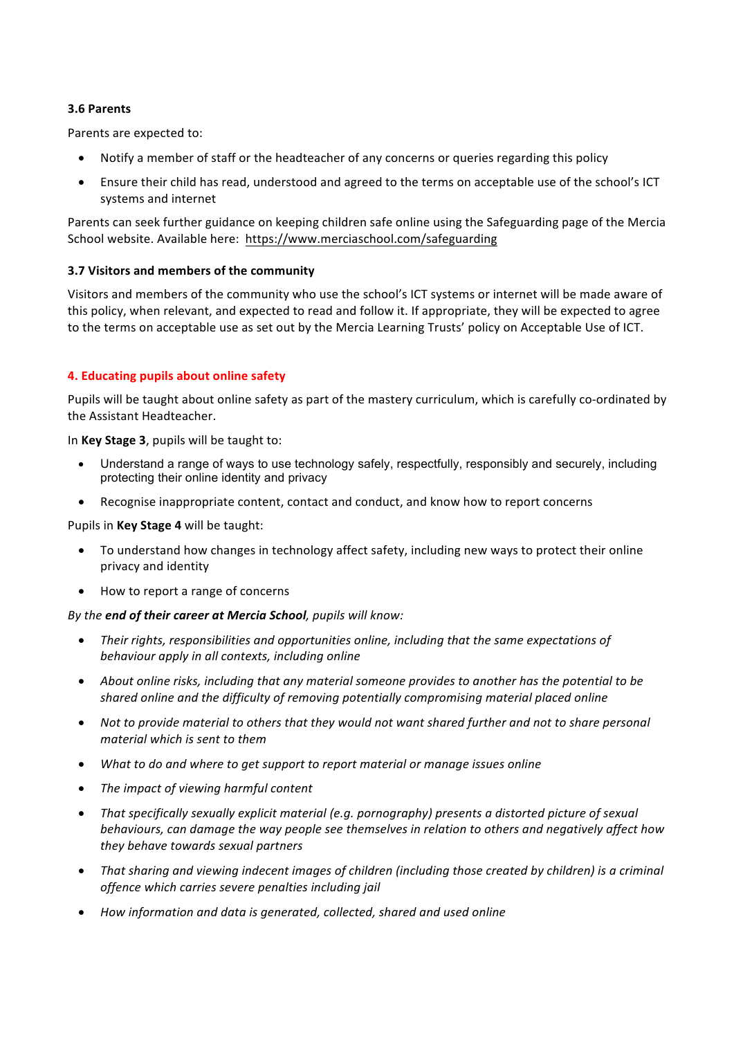### 3.6 Parents

Parents are expected to:

- Notify a member of staff or the headteacher of any concerns or queries regarding this policy
- Ensure their child has read, understood and agreed to the terms on acceptable use of the school's ICT systems and internet

Parents can seek further guidance on keeping children safe online using the Safeguarding page of the Mercia School website. Available here: https://www.merciaschool.com/safeguarding

### 3.7 Visitors and members of the community

Visitors and members of the community who use the school's ICT systems or internet will be made aware of this policy, when relevant, and expected to read and follow it. If appropriate, they will be expected to agree to the terms on acceptable use as set out by the Mercia Learning Trusts' policy on Acceptable Use of ICT.

## 4. Educating pupils about online safety

Pupils will be taught about online safety as part of the mastery curriculum, which is carefully co-ordinated by the Assistant Headteacher.

In **Key Stage 3**, pupils will be taught to:

- Understand a range of ways to use technology safely, respectfully, responsibly and securely, including protecting their online identity and privacy
- Recognise inappropriate content, contact and conduct, and know how to report concerns

Pupils in **Key Stage 4** will be taught:

- To understand how changes in technology affect safety, including new ways to protect their online privacy and identity
- How to report a range of concerns

*By the **end of their career at Mercia School**, pupils will know:*

- *Their rights, responsibilities and opportunities online, including that the same expectations of behaviour apply in all contexts, including online*
- *About online risks, including that any material someone provides to another has the potential to be shared online and the difficulty of removing potentially compromising material placed online*
- *Not to provide material to others that they would not want shared further and not to share personal material which is sent to them*
- *What to do and where to get support to report material or manage issues online*
- *The impact of viewing harmful content*
- *That specifically sexually explicit material (e.g. pornography) presents a distorted picture of sexual behaviours, can damage the way people see themselves in relation to others and negatively affect how they behave towards sexual partners*
- *That sharing and viewing indecent images of children (including those created by children) is a criminal offence which carries severe penalties including jail*
- *How information and data is generated, collected, shared and used online*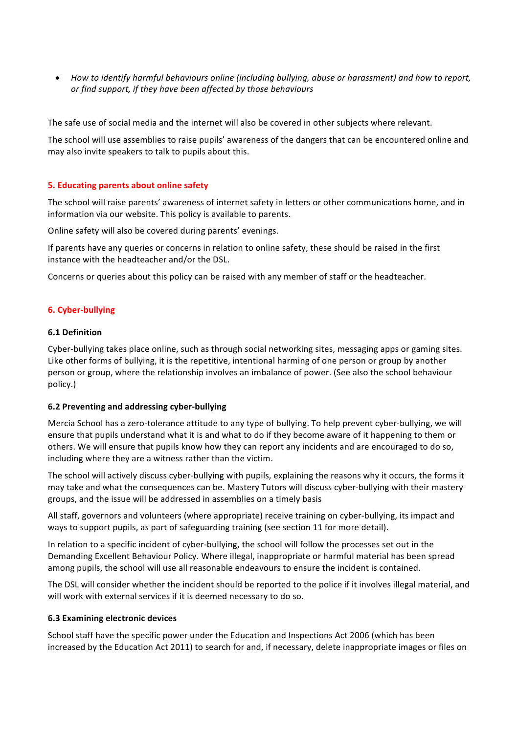- *How to identify harmful behaviours online (including bullying, abuse or harassment) and how to report, or find support, if they have been affected by those behaviours*

The safe use of social media and the internet will also be covered in other subjects where relevant.

The school will use assemblies to raise pupils' awareness of the dangers that can be encountered online and may also invite speakers to talk to pupils about this.

## 5. Educating parents about online safety

The school will raise parents' awareness of internet safety in letters or other communications home, and in information via our website. This policy is available to parents.

Online safety will also be covered during parents' evenings.

If parents have any queries or concerns in relation to online safety, these should be raised in the first instance with the headteacher and/or the DSL.

Concerns or queries about this policy can be raised with any member of staff or the headteacher.

## 6. Cyber-bullying

### 6.1 Definition

Cyber-bullying takes place online, such as through social networking sites, messaging apps or gaming sites. Like other forms of bullying, it is the repetitive, intentional harming of one person or group by another person or group, where the relationship involves an imbalance of power. (See also the school behaviour policy.)

### 6.2 Preventing and addressing cyber-bullying

Mercia School has a zero-tolerance attitude to any type of bullying. To help prevent cyber-bullying, we will ensure that pupils understand what it is and what to do if they become aware of it happening to them or others. We will ensure that pupils know how they can report any incidents and are encouraged to do so, including where they are a witness rather than the victim.

The school will actively discuss cyber-bullying with pupils, explaining the reasons why it occurs, the forms it may take and what the consequences can be. Mastery Tutors will discuss cyber-bullying with their mastery groups, and the issue will be addressed in assemblies on a timely basis

All staff, governors and volunteers (where appropriate) receive training on cyber-bullying, its impact and ways to support pupils, as part of safeguarding training (see section 11 for more detail).

In relation to a specific incident of cyber-bullying, the school will follow the processes set out in the Demanding Excellent Behaviour Policy. Where illegal, inappropriate or harmful material has been spread among pupils, the school will use all reasonable endeavours to ensure the incident is contained.

The DSL will consider whether the incident should be reported to the police if it involves illegal material, and will work with external services if it is deemed necessary to do so.

### 6.3 Examining electronic devices

School staff have the specific power under the Education and Inspections Act 2006 (which has been increased by the Education Act 2011) to search for and, if necessary, delete inappropriate images or files on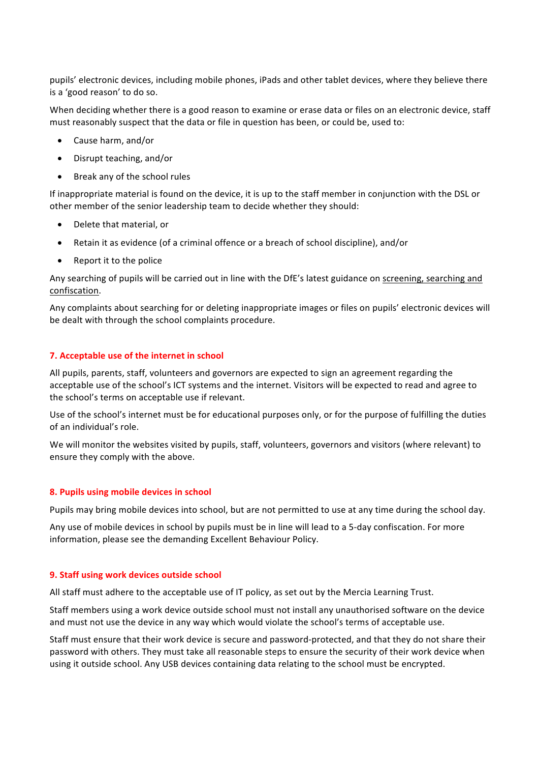pupils' electronic devices, including mobile phones, iPads and other tablet devices, where they believe there is a 'good reason' to do so.

When deciding whether there is a good reason to examine or erase data or files on an electronic device, staff must reasonably suspect that the data or file in question has been, or could be, used to:

- Cause harm, and/or
- Disrupt teaching, and/or
- Break any of the school rules

If inappropriate material is found on the device, it is up to the staff member in conjunction with the DSL or other member of the senior leadership team to decide whether they should:

- Delete that material, or
- Retain it as evidence (of a criminal offence or a breach of school discipline), and/or
- Report it to the police

Any searching of pupils will be carried out in line with the DfE's latest guidance on screening, searching and confiscation.

Any complaints about searching for or deleting inappropriate images or files on pupils' electronic devices will be dealt with through the school complaints procedure.

## 7. Acceptable use of the internet in school

All pupils, parents, staff, volunteers and governors are expected to sign an agreement regarding the acceptable use of the school's ICT systems and the internet. Visitors will be expected to read and agree to the school's terms on acceptable use if relevant.

Use of the school's internet must be for educational purposes only, or for the purpose of fulfilling the duties of an individual's role.

We will monitor the websites visited by pupils, staff, volunteers, governors and visitors (where relevant) to ensure they comply with the above.

## 8. Pupils using mobile devices in school

Pupils may bring mobile devices into school, but are not permitted to use at any time during the school day.

Any use of mobile devices in school by pupils must be in line will lead to a 5-day confiscation. For more information, please see the demanding Excellent Behaviour Policy.

## 9. Staff using work devices outside school

All staff must adhere to the acceptable use of IT policy, as set out by the Mercia Learning Trust.

Staff members using a work device outside school must not install any unauthorised software on the device and must not use the device in any way which would violate the school's terms of acceptable use.

Staff must ensure that their work device is secure and password-protected, and that they do not share their password with others. They must take all reasonable steps to ensure the security of their work device when using it outside school. Any USB devices containing data relating to the school must be encrypted.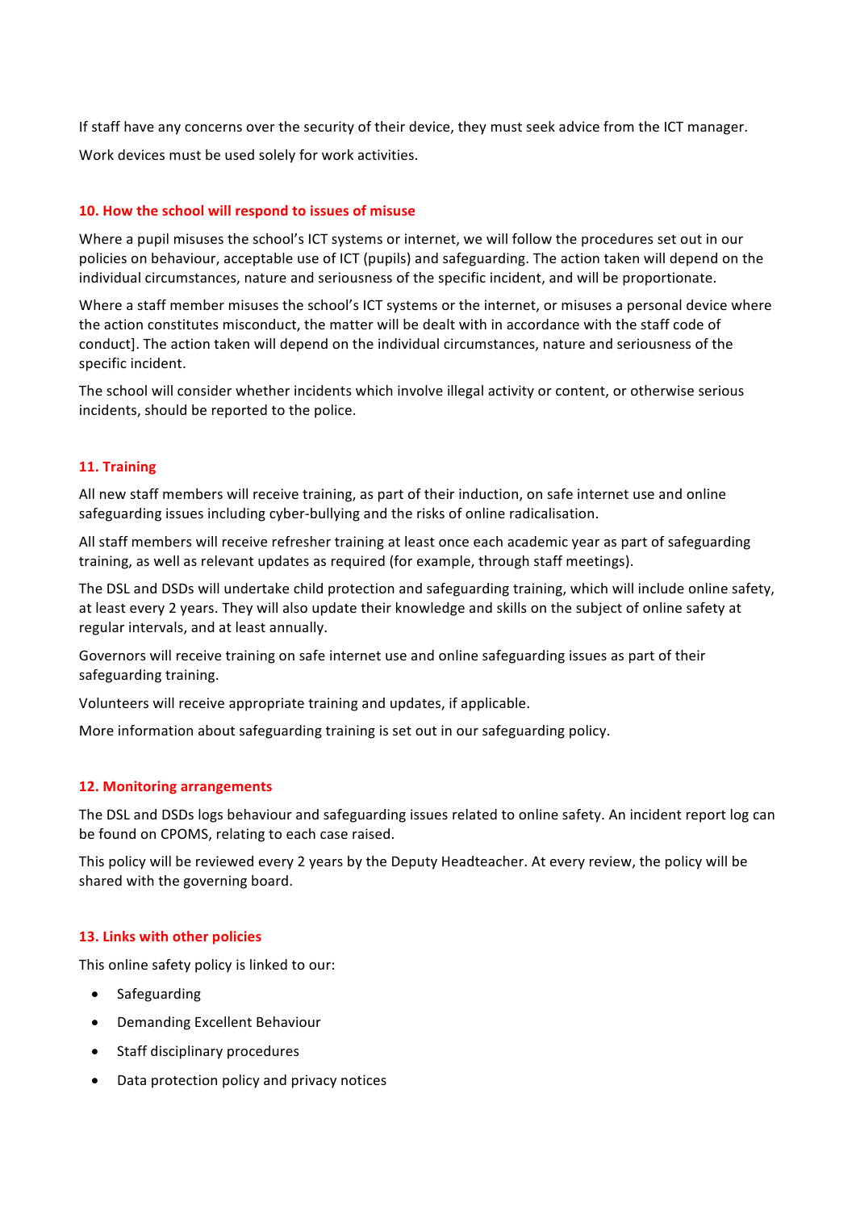If staff have any concerns over the security of their device, they must seek advice from the ICT manager.

Work devices must be used solely for work activities.

## 10. How the school will respond to issues of misuse

Where a pupil misuses the school's ICT systems or internet, we will follow the procedures set out in our policies on behaviour, acceptable use of ICT (pupils) and safeguarding. The action taken will depend on the individual circumstances, nature and seriousness of the specific incident, and will be proportionate.

Where a staff member misuses the school's ICT systems or the internet, or misuses a personal device where the action constitutes misconduct, the matter will be dealt with in accordance with the staff code of conduct]. The action taken will depend on the individual circumstances, nature and seriousness of the specific incident.

The school will consider whether incidents which involve illegal activity or content, or otherwise serious incidents, should be reported to the police.

## 11. Training

All new staff members will receive training, as part of their induction, on safe internet use and online safeguarding issues including cyber-bullying and the risks of online radicalisation.

All staff members will receive refresher training at least once each academic year as part of safeguarding training, as well as relevant updates as required (for example, through staff meetings).

The DSL and DSDs will undertake child protection and safeguarding training, which will include online safety, at least every 2 years. They will also update their knowledge and skills on the subject of online safety at regular intervals, and at least annually.

Governors will receive training on safe internet use and online safeguarding issues as part of their safeguarding training.

Volunteers will receive appropriate training and updates, if applicable.

More information about safeguarding training is set out in our safeguarding policy.

## 12. Monitoring arrangements

The DSL and DSDs logs behaviour and safeguarding issues related to online safety. An incident report log can be found on CPOMS, relating to each case raised.

This policy will be reviewed every 2 years by the Deputy Headteacher. At every review, the policy will be shared with the governing board.

## 13. Links with other policies

This online safety policy is linked to our:

- Safeguarding
- Demanding Excellent Behaviour
- Staff disciplinary procedures
- Data protection policy and privacy notices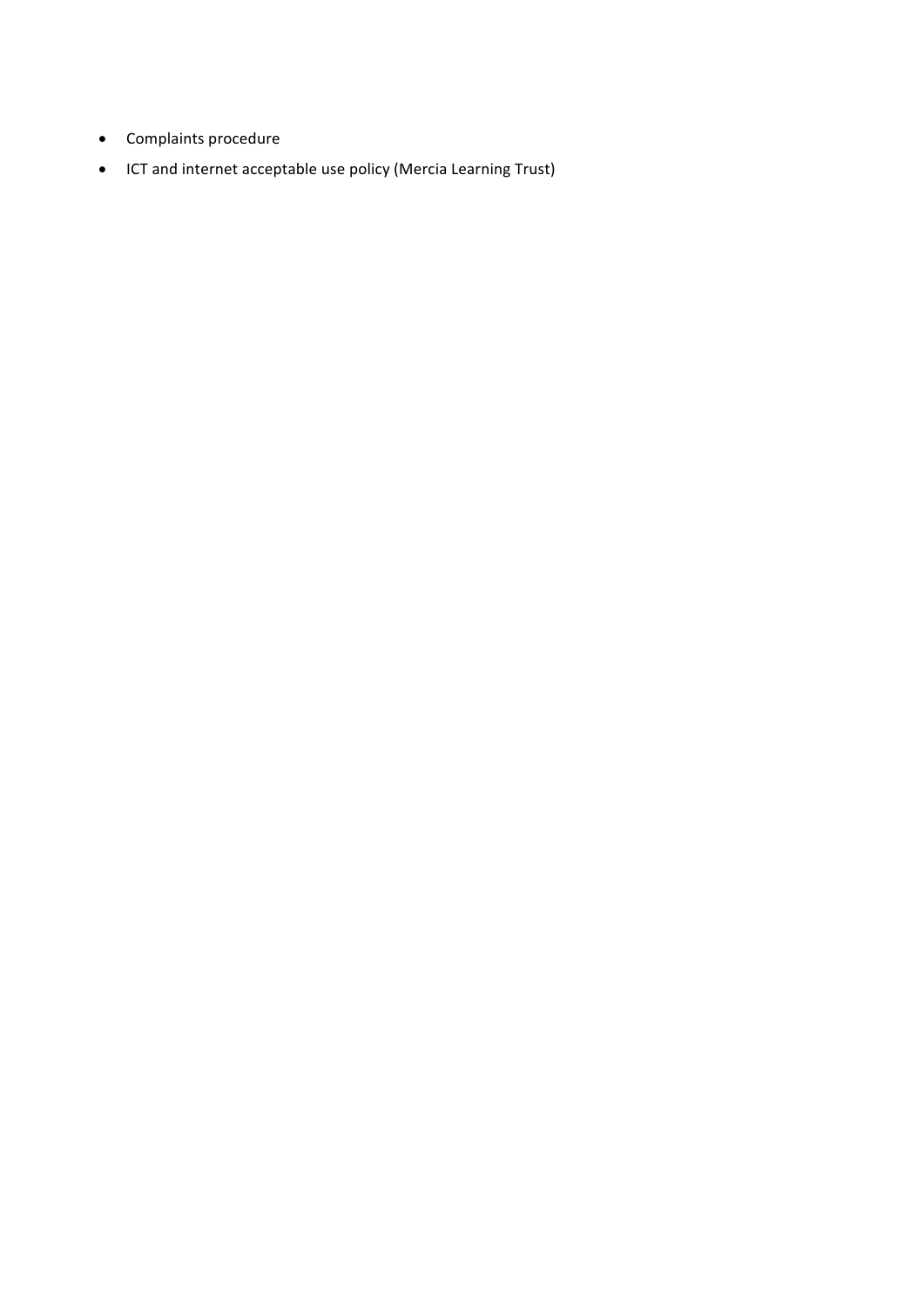- Complaints procedure
- ICT and internet acceptable use policy (Mercia Learning Trust)